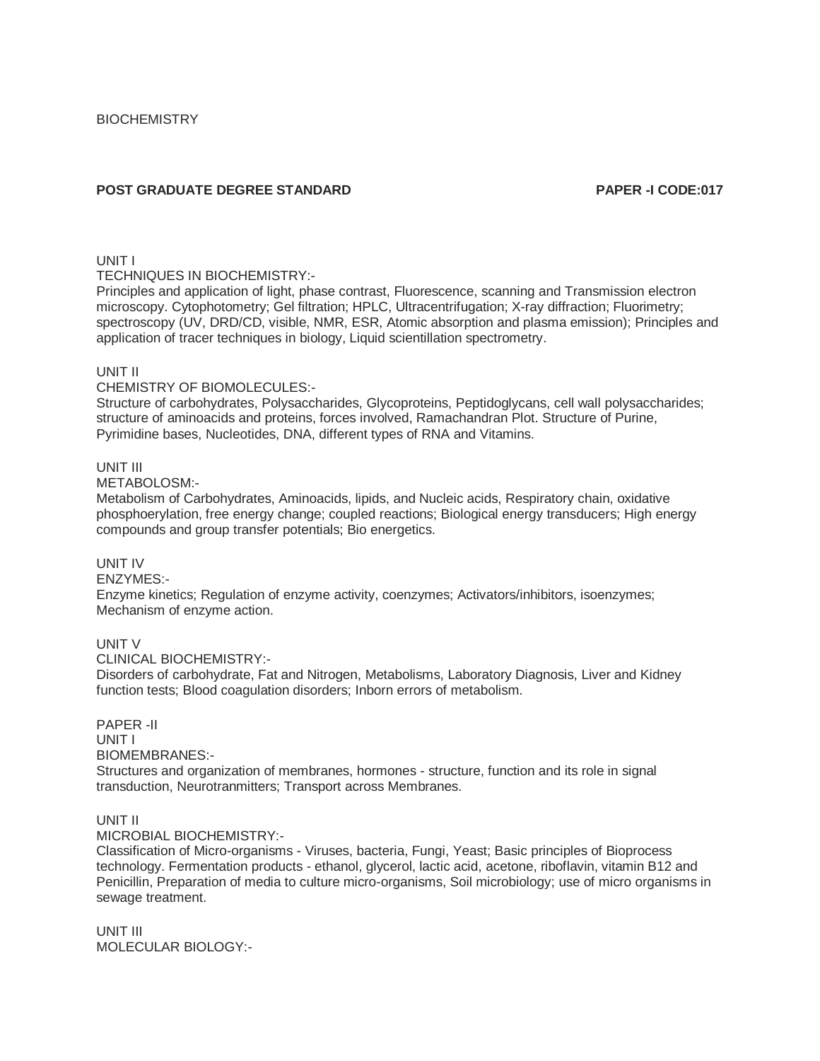BIOCHEMISTRY

**POST GRADUATE DEGREE STANDARD** **PAPER -I CODE:017**

UNIT I

TECHNIQUES IN BIOCHEMISTRY:-

Principles and application of light, phase contrast, Fluorescence, scanning and Transmission electron microscopy. Cytophotometry; Gel filtration; HPLC, Ultracentrifugation; X-ray diffraction; Fluorimetry; spectroscopy (UV, DRD/CD, visible, NMR, ESR, Atomic absorption and plasma emission); Principles and application of tracer techniques in biology, Liquid scientillation spectrometry.

UNIT II

CHEMISTRY OF BIOMOLECULES:-

Structure of carbohydrates, Polysaccharides, Glycoproteins, Peptidoglycans, cell wall polysaccharides; structure of aminoacids and proteins, forces involved, Ramachandran Plot. Structure of Purine, Pyrimidine bases, Nucleotides, DNA, different types of RNA and Vitamins.

UNIT III

METABOLOSM:-

Metabolism of Carbohydrates, Aminoacids, lipids, and Nucleic acids, Respiratory chain, oxidative phosphoerylation, free energy change; coupled reactions; Biological energy transducers; High energy compounds and group transfer potentials; Bio energetics.

UNIT IV

ENZYMES:-

Enzyme kinetics; Regulation of enzyme activity, coenzymes; Activators/inhibitors, isoenzymes; Mechanism of enzyme action.

UNIT V

CLINICAL BIOCHEMISTRY:-

Disorders of carbohydrate, Fat and Nitrogen, Metabolisms, Laboratory Diagnosis, Liver and Kidney function tests; Blood coagulation disorders; Inborn errors of metabolism.

PAPER -II

UNIT I

BIOMEMBRANES:-

Structures and organization of membranes, hormones - structure, function and its role in signal transduction, Neurotranmitters; Transport across Membranes.

UNIT II

MICROBIAL BIOCHEMISTRY:-

Classification of Micro-organisms - Viruses, bacteria, Fungi, Yeast; Basic principles of Bioprocess technology. Fermentation products - ethanol, glycerol, lactic acid, acetone, riboflavin, vitamin B12 and Penicillin, Preparation of media to culture micro-organisms, Soil microbiology; use of micro organisms in sewage treatment.

UNIT III

MOLECULAR BIOLOGY:-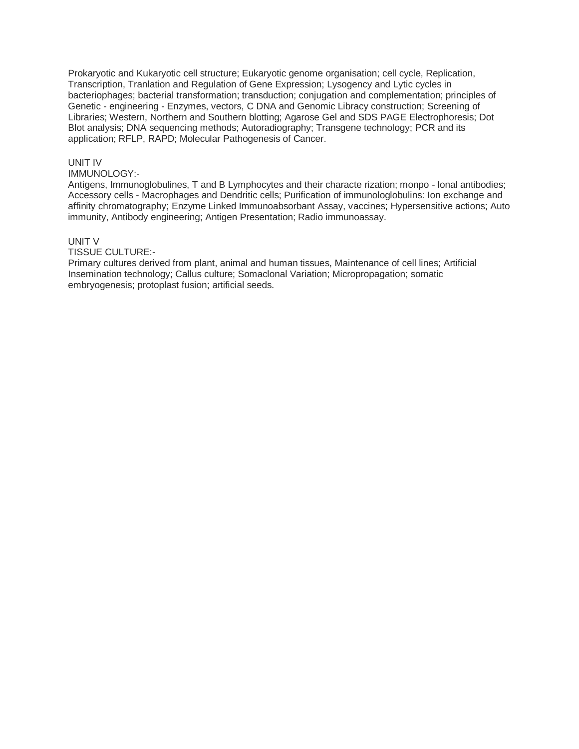Prokaryotic and Kukaryotic cell structure; Eukaryotic genome organisation; cell cycle, Replication, Transcription, Tranlation and Regulation of Gene Expression; Lysogency and Lytic cycles in bacteriophages; bacterial transformation; transduction; conjugation and complementation; principles of Genetic - engineering - Enzymes, vectors, C DNA and Genomic Libracy construction; Screening of Libraries; Western, Northern and Southern blotting; Agarose Gel and SDS PAGE Electrophoresis; Dot Blot analysis; DNA sequencing methods; Autoradiography; Transgene technology; PCR and its application; RFLP, RAPD; Molecular Pathogenesis of Cancer.

UNIT IV

IMMUNOLOGY:-

Antigens, Immunoglobulines, T and B Lymphocytes and their characte rization; monpo - lonal antibodies; Accessory cells - Macrophages and Dendritic cells; Purification of immunologlobulins: Ion exchange and affinity chromatography; Enzyme Linked Immunoabsorbant Assay, vaccines; Hypersensitive actions; Auto immunity, Antibody engineering; Antigen Presentation; Radio immunoassay.

UNIT V

TISSUE CULTURE:-

Primary cultures derived from plant, animal and human tissues, Maintenance of cell lines; Artificial Insemination technology; Callus culture; Somaclonal Variation; Micropropagation; somatic embryogenesis; protoplast fusion; artificial seeds.